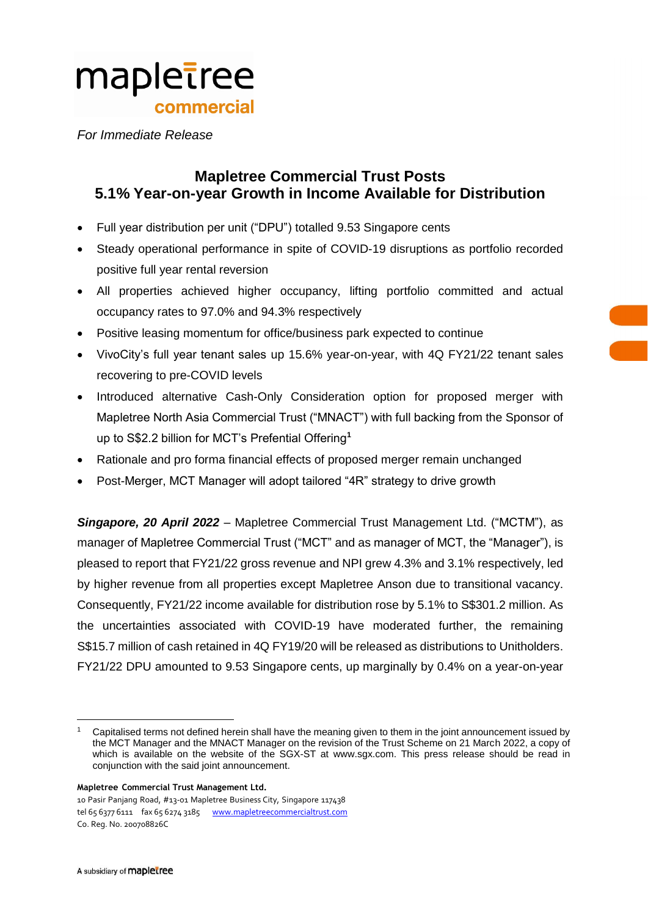mapletree
commercial

*For Immediate Release*

# Mapletree Commercial Trust Posts 5.1% Year-on-year Growth in Income Available for Distribution

- Full year distribution per unit ("DPU") totalled 9.53 Singapore cents
- Steady operational performance in spite of COVID-19 disruptions as portfolio recorded positive full year rental reversion
- All properties achieved higher occupancy, lifting portfolio committed and actual occupancy rates to 97.0% and 94.3% respectively
- Positive leasing momentum for office/business park expected to continue
- VivoCity's full year tenant sales up 15.6% year-on-year, with 4Q FY21/22 tenant sales recovering to pre-COVID levels
- Introduced alternative Cash-Only Consideration option for proposed merger with Mapletree North Asia Commercial Trust ("MNACT") with full backing from the Sponsor of up to S$2.2 billion for MCT's Prefential Offering[1]
- Rationale and pro forma financial effects of proposed merger remain unchanged
- Post-Merger, MCT Manager will adopt tailored "4R" strategy to drive growth

***Singapore, 20 April 2022*** – Mapletree Commercial Trust Management Ltd. ("MCTM"), as manager of Mapletree Commercial Trust ("MCT" and as manager of MCT, the "Manager"), is pleased to report that FY21/22 gross revenue and NPI grew 4.3% and 3.1% respectively, led by higher revenue from all properties except Mapletree Anson due to transitional vacancy. Consequently, FY21/22 income available for distribution rose by 5.1% to S$301.2 million. As the uncertainties associated with COVID-19 have moderated further, the remaining S$15.7 million of cash retained in 4Q FY19/20 will be released as distributions to Unitholders. FY21/22 DPU amounted to 9.53 Singapore cents, up marginally by 0.4% on a year-on-year

[1] Capitalised terms not defined herein shall have the meaning given to them in the joint announcement issued by the MCT Manager and the MNACT Manager on the revision of the Trust Scheme on 21 March 2022, a copy of which is available on the website of the SGX-ST at www.sgx.com. This press release should be read in conjunction with the said joint announcement.

**Mapletree Commercial Trust Management Ltd.**
10 Pasir Panjang Road, #13-01 Mapletree Business City, Singapore 117438
tel 65 6377 6111 fax 65 6274 3185 www.mapletreecommercialtrust.com
Co. Reg. No. 200708826C

A subsidiary of mapletree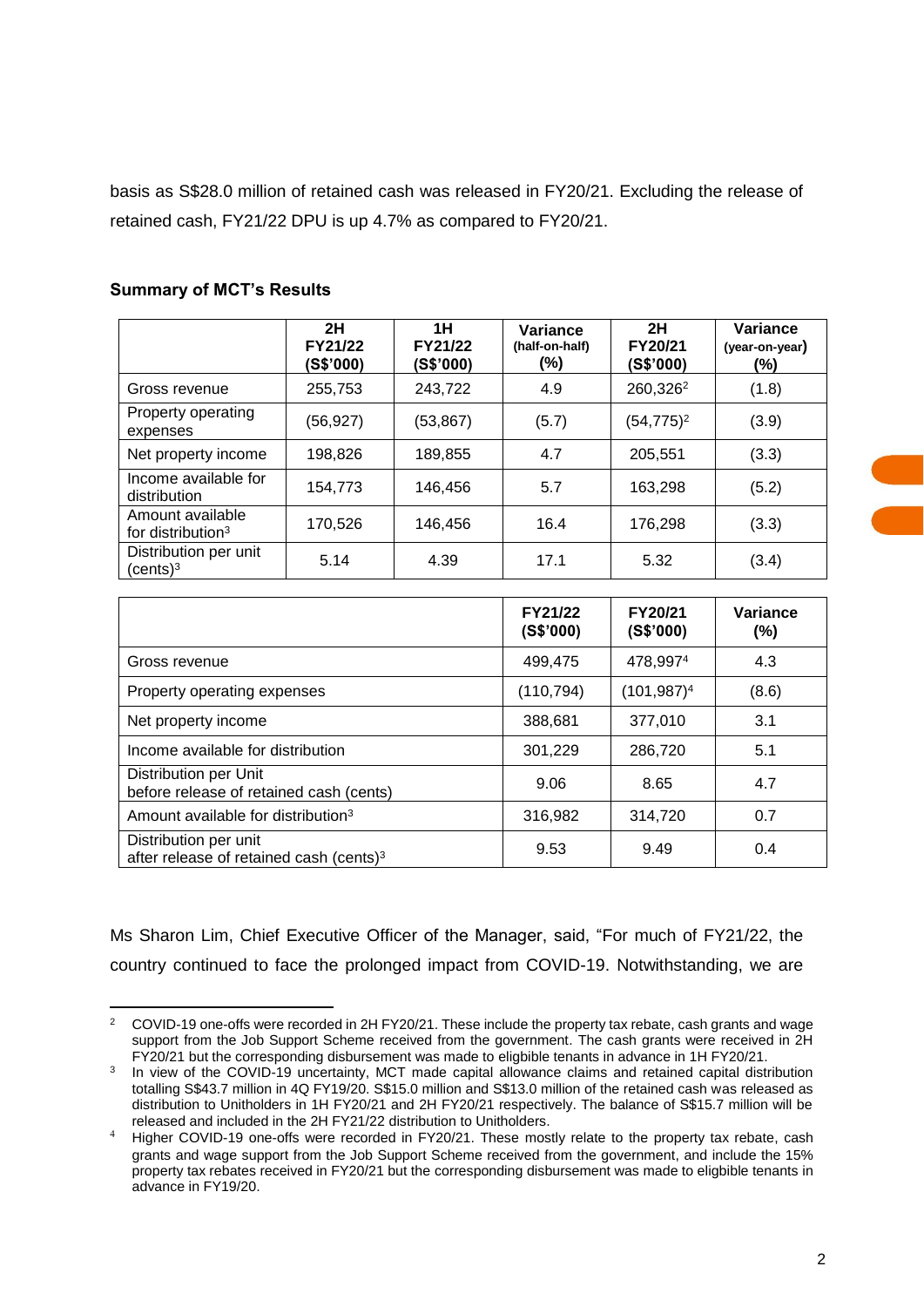basis as S$28.0 million of retained cash was released in FY20/21. Excluding the release of retained cash, FY21/22 DPU is up 4.7% as compared to FY20/21.

**Summary of MCT's Results**

| | 2H FY21/22 (S$'000) | 1H FY21/22 (S$'000) | Variance (half-on-half) (%) | 2H FY20/21 (S$'000) | Variance (year-on-year) (%) |
|---|---|---|---|---|---|
| Gross revenue | 255,753 | 243,722 | 4.9 | 260,326[2] | (1.8) |
| Property operating expenses | (56,927) | (53,867) | (5.7) | (54,775)[2] | (3.9) |
| Net property income | 198,826 | 189,855 | 4.7 | 205,551 | (3.3) |
| Income available for distribution | 154,773 | 146,456 | 5.7 | 163,298 | (5.2) |
| Amount available for distribution[3] | 170,526 | 146,456 | 16.4 | 176,298 | (3.3) |
| Distribution per unit (cents)[3] | 5.14 | 4.39 | 17.1 | 5.32 | (3.4) |

| | FY21/22 (S$'000) | FY20/21 (S$'000) | Variance (%) |
|---|---|---|---|
| Gross revenue | 499,475 | 478,997[4] | 4.3 |
| Property operating expenses | (110,794) | (101,987)[4] | (8.6) |
| Net property income | 388,681 | 377,010 | 3.1 |
| Income available for distribution | 301,229 | 286,720 | 5.1 |
| Distribution per Unit before release of retained cash (cents) | 9.06 | 8.65 | 4.7 |
| Amount available for distribution[3] | 316,982 | 314,720 | 0.7 |
| Distribution per unit after release of retained cash (cents)[3] | 9.53 | 9.49 | 0.4 |

Ms Sharon Lim, Chief Executive Officer of the Manager, said, "For much of FY21/22, the country continued to face the prolonged impact from COVID-19. Notwithstanding, we are

---

[2] COVID-19 one-offs were recorded in 2H FY20/21. These include the property tax rebate, cash grants and wage support from the Job Support Scheme received from the government. The cash grants were received in 2H FY20/21 but the corresponding disbursement was made to eligbible tenants in advance in 1H FY20/21.

[3] In view of the COVID-19 uncertainty, MCT made capital allowance claims and retained capital distribution totalling S$43.7 million in 4Q FY19/20. S$15.0 million and S$13.0 million of the retained cash was released as distribution to Unitholders in 1H FY20/21 and 2H FY20/21 respectively. The balance of S$15.7 million will be released and included in the 2H FY21/22 distribution to Unitholders.

[4] Higher COVID-19 one-offs were recorded in FY20/21. These mostly relate to the property tax rebate, cash grants and wage support from the Job Support Scheme received from the government, and include the 15% property tax rebates received in FY20/21 but the corresponding disbursement was made to eligbible tenants in advance in FY19/20.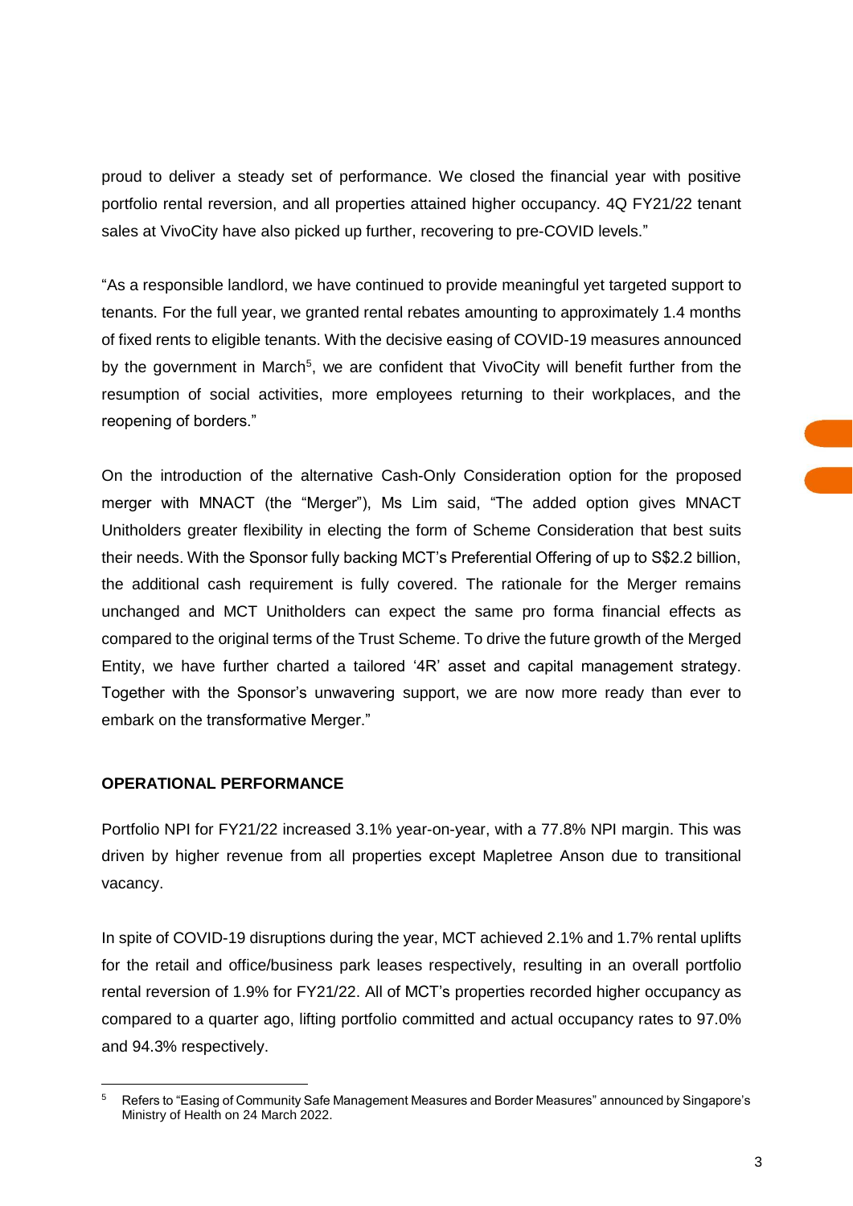proud to deliver a steady set of performance. We closed the financial year with positive portfolio rental reversion, and all properties attained higher occupancy. 4Q FY21/22 tenant sales at VivoCity have also picked up further, recovering to pre-COVID levels."

"As a responsible landlord, we have continued to provide meaningful yet targeted support to tenants. For the full year, we granted rental rebates amounting to approximately 1.4 months of fixed rents to eligible tenants. With the decisive easing of COVID-19 measures announced by the government in March[5], we are confident that VivoCity will benefit further from the resumption of social activities, more employees returning to their workplaces, and the reopening of borders."

On the introduction of the alternative Cash-Only Consideration option for the proposed merger with MNACT (the "Merger"), Ms Lim said, "The added option gives MNACT Unitholders greater flexibility in electing the form of Scheme Consideration that best suits their needs. With the Sponsor fully backing MCT's Preferential Offering of up to S$2.2 billion, the additional cash requirement is fully covered. The rationale for the Merger remains unchanged and MCT Unitholders can expect the same pro forma financial effects as compared to the original terms of the Trust Scheme. To drive the future growth of the Merged Entity, we have further charted a tailored '4R' asset and capital management strategy. Together with the Sponsor's unwavering support, we are now more ready than ever to embark on the transformative Merger."

**OPERATIONAL PERFORMANCE**

Portfolio NPI for FY21/22 increased 3.1% year-on-year, with a 77.8% NPI margin. This was driven by higher revenue from all properties except Mapletree Anson due to transitional vacancy.

In spite of COVID-19 disruptions during the year, MCT achieved 2.1% and 1.7% rental uplifts for the retail and office/business park leases respectively, resulting in an overall portfolio rental reversion of 1.9% for FY21/22. All of MCT's properties recorded higher occupancy as compared to a quarter ago, lifting portfolio committed and actual occupancy rates to 97.0% and 94.3% respectively.

---

[5] Refers to "Easing of Community Safe Management Measures and Border Measures" announced by Singapore's Ministry of Health on 24 March 2022.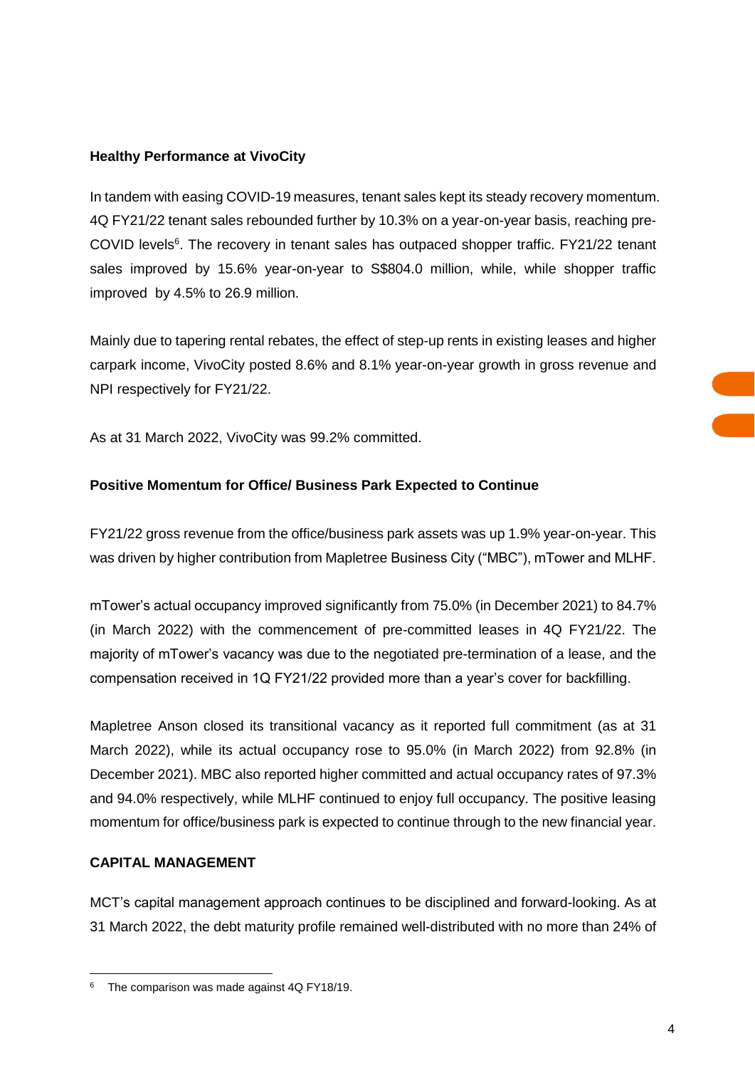**Healthy Performance at VivoCity**

In tandem with easing COVID-19 measures, tenant sales kept its steady recovery momentum. 4Q FY21/22 tenant sales rebounded further by 10.3% on a year-on-year basis, reaching pre-COVID levels[6]. The recovery in tenant sales has outpaced shopper traffic. FY21/22 tenant sales improved by 15.6% year-on-year to S$804.0 million, while, while shopper traffic improved by 4.5% to 26.9 million.

Mainly due to tapering rental rebates, the effect of step-up rents in existing leases and higher carpark income, VivoCity posted 8.6% and 8.1% year-on-year growth in gross revenue and NPI respectively for FY21/22.

As at 31 March 2022, VivoCity was 99.2% committed.

**Positive Momentum for Office/ Business Park Expected to Continue**

FY21/22 gross revenue from the office/business park assets was up 1.9% year-on-year. This was driven by higher contribution from Mapletree Business City ("MBC"), mTower and MLHF.

mTower's actual occupancy improved significantly from 75.0% (in December 2021) to 84.7% (in March 2022) with the commencement of pre-committed leases in 4Q FY21/22. The majority of mTower's vacancy was due to the negotiated pre-termination of a lease, and the compensation received in 1Q FY21/22 provided more than a year's cover for backfilling.

Mapletree Anson closed its transitional vacancy as it reported full commitment (as at 31 March 2022), while its actual occupancy rose to 95.0% (in March 2022) from 92.8% (in December 2021). MBC also reported higher committed and actual occupancy rates of 97.3% and 94.0% respectively, while MLHF continued to enjoy full occupancy. The positive leasing momentum for office/business park is expected to continue through to the new financial year.

**CAPITAL MANAGEMENT**

MCT's capital management approach continues to be disciplined and forward-looking. As at 31 March 2022, the debt maturity profile remained well-distributed with no more than 24% of

[6] The comparison was made against 4Q FY18/19.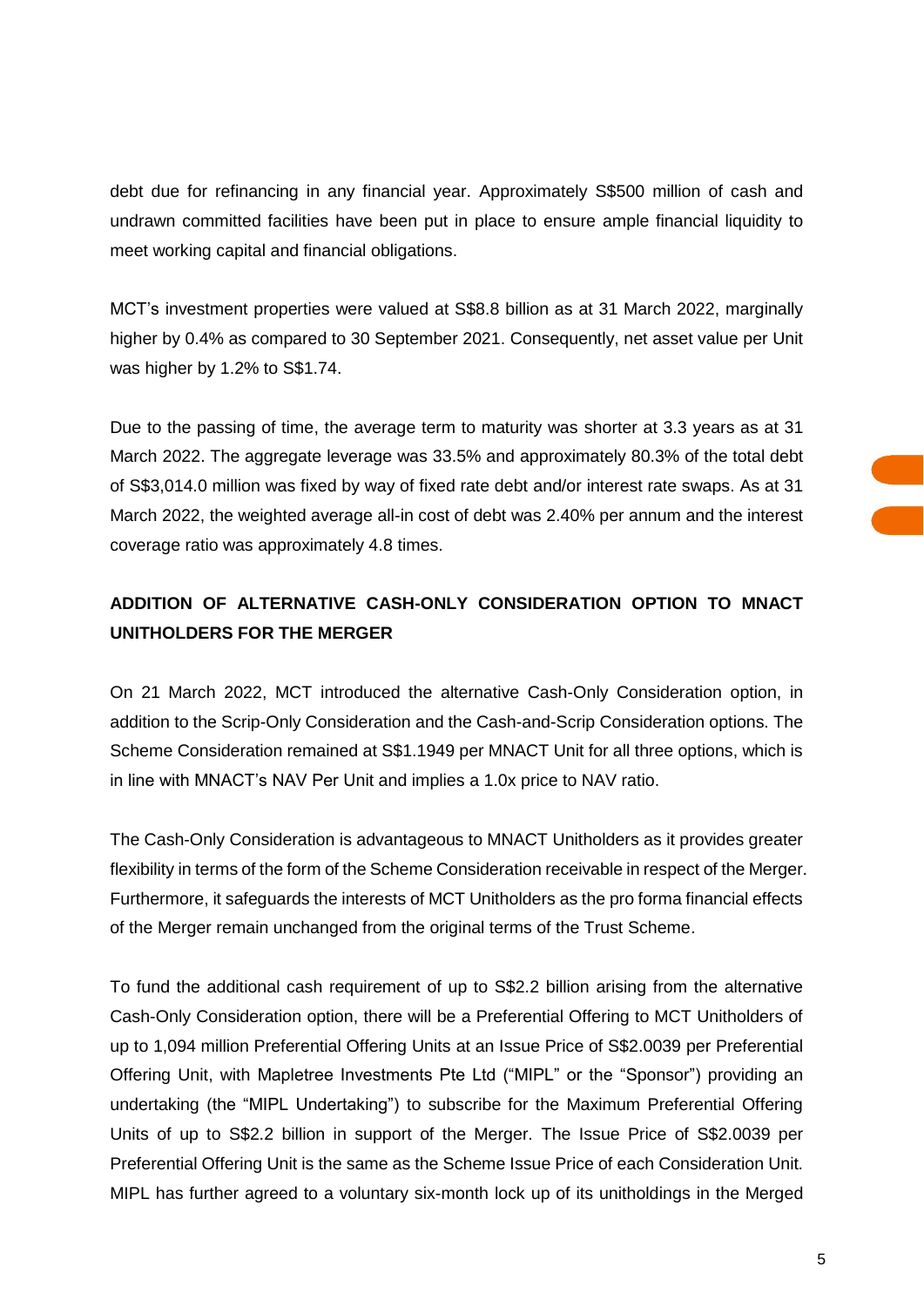debt due for refinancing in any financial year. Approximately S$500 million of cash and undrawn committed facilities have been put in place to ensure ample financial liquidity to meet working capital and financial obligations.

MCT's investment properties were valued at S$8.8 billion as at 31 March 2022, marginally higher by 0.4% as compared to 30 September 2021. Consequently, net asset value per Unit was higher by 1.2% to S$1.74.

Due to the passing of time, the average term to maturity was shorter at 3.3 years as at 31 March 2022. The aggregate leverage was 33.5% and approximately 80.3% of the total debt of S$3,014.0 million was fixed by way of fixed rate debt and/or interest rate swaps. As at 31 March 2022, the weighted average all-in cost of debt was 2.40% per annum and the interest coverage ratio was approximately 4.8 times.

**ADDITION OF ALTERNATIVE CASH-ONLY CONSIDERATION OPTION TO MNACT UNITHOLDERS FOR THE MERGER**

On 21 March 2022, MCT introduced the alternative Cash-Only Consideration option, in addition to the Scrip-Only Consideration and the Cash-and-Scrip Consideration options. The Scheme Consideration remained at S$1.1949 per MNACT Unit for all three options, which is in line with MNACT's NAV Per Unit and implies a 1.0x price to NAV ratio.

The Cash-Only Consideration is advantageous to MNACT Unitholders as it provides greater flexibility in terms of the form of the Scheme Consideration receivable in respect of the Merger. Furthermore, it safeguards the interests of MCT Unitholders as the pro forma financial effects of the Merger remain unchanged from the original terms of the Trust Scheme.

To fund the additional cash requirement of up to S$2.2 billion arising from the alternative Cash-Only Consideration option, there will be a Preferential Offering to MCT Unitholders of up to 1,094 million Preferential Offering Units at an Issue Price of S$2.0039 per Preferential Offering Unit, with Mapletree Investments Pte Ltd ("MIPL" or the "Sponsor") providing an undertaking (the "MIPL Undertaking") to subscribe for the Maximum Preferential Offering Units of up to S$2.2 billion in support of the Merger. The Issue Price of S$2.0039 per Preferential Offering Unit is the same as the Scheme Issue Price of each Consideration Unit. MIPL has further agreed to a voluntary six-month lock up of its unitholdings in the Merged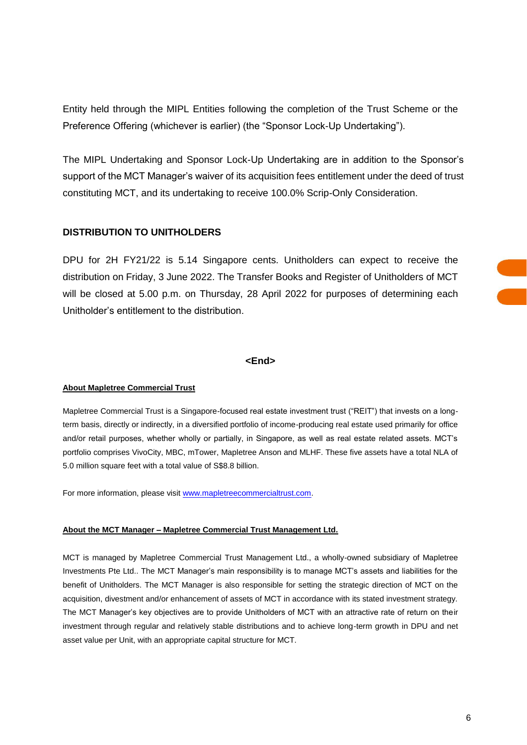Entity held through the MIPL Entities following the completion of the Trust Scheme or the Preference Offering (whichever is earlier) (the "Sponsor Lock-Up Undertaking").

The MIPL Undertaking and Sponsor Lock-Up Undertaking are in addition to the Sponsor's support of the MCT Manager's waiver of its acquisition fees entitlement under the deed of trust constituting MCT, and its undertaking to receive 100.0% Scrip-Only Consideration.

## DISTRIBUTION TO UNITHOLDERS

DPU for 2H FY21/22 is 5.14 Singapore cents. Unitholders can expect to receive the distribution on Friday, 3 June 2022. The Transfer Books and Register of Unitholders of MCT will be closed at 5.00 p.m. on Thursday, 28 April 2022 for purposes of determining each Unitholder's entitlement to the distribution.

**<End>**

### About Mapletree Commercial Trust

Mapletree Commercial Trust is a Singapore-focused real estate investment trust ("REIT") that invests on a long-term basis, directly or indirectly, in a diversified portfolio of income-producing real estate used primarily for office and/or retail purposes, whether wholly or partially, in Singapore, as well as real estate related assets. MCT's portfolio comprises VivoCity, MBC, mTower, Mapletree Anson and MLHF. These five assets have a total NLA of 5.0 million square feet with a total value of S$8.8 billion.

For more information, please visit www.mapletreecommercialtrust.com.

### About the MCT Manager – Mapletree Commercial Trust Management Ltd.

MCT is managed by Mapletree Commercial Trust Management Ltd., a wholly-owned subsidiary of Mapletree Investments Pte Ltd.. The MCT Manager's main responsibility is to manage MCT's assets and liabilities for the benefit of Unitholders. The MCT Manager is also responsible for setting the strategic direction of MCT on the acquisition, divestment and/or enhancement of assets of MCT in accordance with its stated investment strategy. The MCT Manager's key objectives are to provide Unitholders of MCT with an attractive rate of return on their investment through regular and relatively stable distributions and to achieve long-term growth in DPU and net asset value per Unit, with an appropriate capital structure for MCT.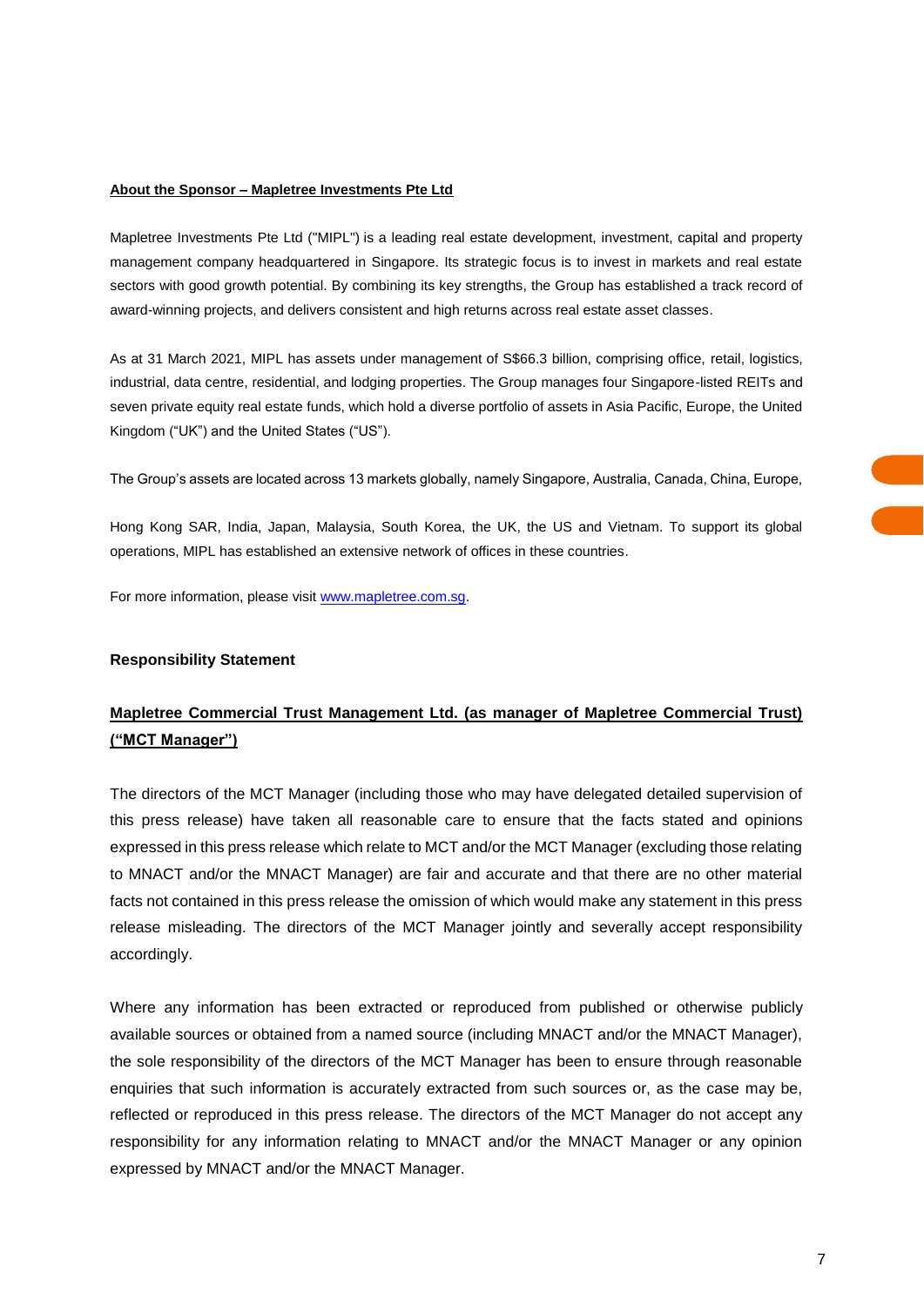**About the Sponsor – Mapletree Investments Pte Ltd**

Mapletree Investments Pte Ltd ("MIPL") is a leading real estate development, investment, capital and property management company headquartered in Singapore. Its strategic focus is to invest in markets and real estate sectors with good growth potential. By combining its key strengths, the Group has established a track record of award-winning projects, and delivers consistent and high returns across real estate asset classes.

As at 31 March 2021, MIPL has assets under management of S$66.3 billion, comprising office, retail, logistics, industrial, data centre, residential, and lodging properties. The Group manages four Singapore-listed REITs and seven private equity real estate funds, which hold a diverse portfolio of assets in Asia Pacific, Europe, the United Kingdom ("UK") and the United States ("US").

The Group's assets are located across 13 markets globally, namely Singapore, Australia, Canada, China, Europe, Hong Kong SAR, India, Japan, Malaysia, South Korea, the UK, the US and Vietnam. To support its global operations, MIPL has established an extensive network of offices in these countries.

For more information, please visit [www.mapletree.com.sg](www.mapletree.com.sg).

**Responsibility Statement**

**Mapletree Commercial Trust Management Ltd. (as manager of Mapletree Commercial Trust) ("MCT Manager")**

The directors of the MCT Manager (including those who may have delegated detailed supervision of this press release) have taken all reasonable care to ensure that the facts stated and opinions expressed in this press release which relate to MCT and/or the MCT Manager (excluding those relating to MNACT and/or the MNACT Manager) are fair and accurate and that there are no other material facts not contained in this press release the omission of which would make any statement in this press release misleading. The directors of the MCT Manager jointly and severally accept responsibility accordingly.

Where any information has been extracted or reproduced from published or otherwise publicly available sources or obtained from a named source (including MNACT and/or the MNACT Manager), the sole responsibility of the directors of the MCT Manager has been to ensure through reasonable enquiries that such information is accurately extracted from such sources or, as the case may be, reflected or reproduced in this press release. The directors of the MCT Manager do not accept any responsibility for any information relating to MNACT and/or the MNACT Manager or any opinion expressed by MNACT and/or the MNACT Manager.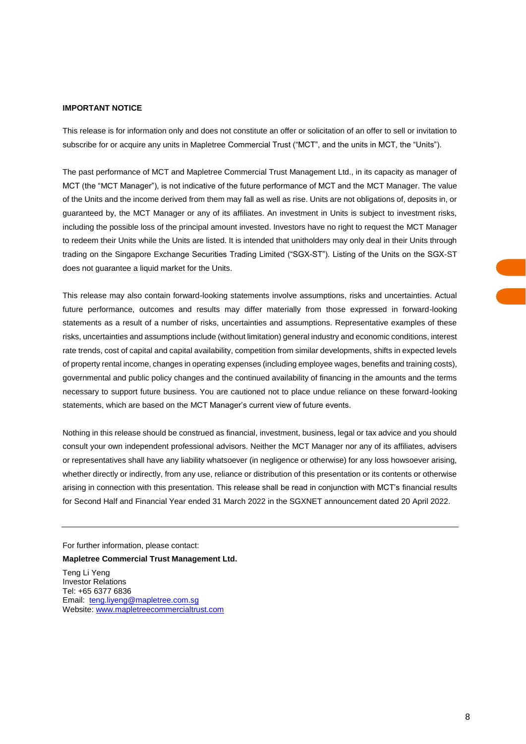**IMPORTANT NOTICE**

This release is for information only and does not constitute an offer or solicitation of an offer to sell or invitation to subscribe for or acquire any units in Mapletree Commercial Trust ("MCT", and the units in MCT, the "Units").

The past performance of MCT and Mapletree Commercial Trust Management Ltd., in its capacity as manager of MCT (the "MCT Manager"), is not indicative of the future performance of MCT and the MCT Manager. The value of the Units and the income derived from them may fall as well as rise. Units are not obligations of, deposits in, or guaranteed by, the MCT Manager or any of its affiliates. An investment in Units is subject to investment risks, including the possible loss of the principal amount invested. Investors have no right to request the MCT Manager to redeem their Units while the Units are listed. It is intended that unitholders may only deal in their Units through trading on the Singapore Exchange Securities Trading Limited ("SGX-ST"). Listing of the Units on the SGX-ST does not guarantee a liquid market for the Units.

This release may also contain forward-looking statements involve assumptions, risks and uncertainties. Actual future performance, outcomes and results may differ materially from those expressed in forward-looking statements as a result of a number of risks, uncertainties and assumptions. Representative examples of these risks, uncertainties and assumptions include (without limitation) general industry and economic conditions, interest rate trends, cost of capital and capital availability, competition from similar developments, shifts in expected levels of property rental income, changes in operating expenses (including employee wages, benefits and training costs), governmental and public policy changes and the continued availability of financing in the amounts and the terms necessary to support future business. You are cautioned not to place undue reliance on these forward-looking statements, which are based on the MCT Manager's current view of future events.

Nothing in this release should be construed as financial, investment, business, legal or tax advice and you should consult your own independent professional advisors. Neither the MCT Manager nor any of its affiliates, advisers or representatives shall have any liability whatsoever (in negligence or otherwise) for any loss howsoever arising, whether directly or indirectly, from any use, reliance or distribution of this presentation or its contents or otherwise arising in connection with this presentation. This release shall be read in conjunction with MCT's financial results for Second Half and Financial Year ended 31 March 2022 in the SGXNET announcement dated 20 April 2022.

---

For further information, please contact:

**Mapletree Commercial Trust Management Ltd.**

Teng Li Yeng  
Investor Relations  
Tel: +65 6377 6836  
Email: teng.liyeng@mapletree.com.sg  
Website: www.mapletreecommercialtrust.com